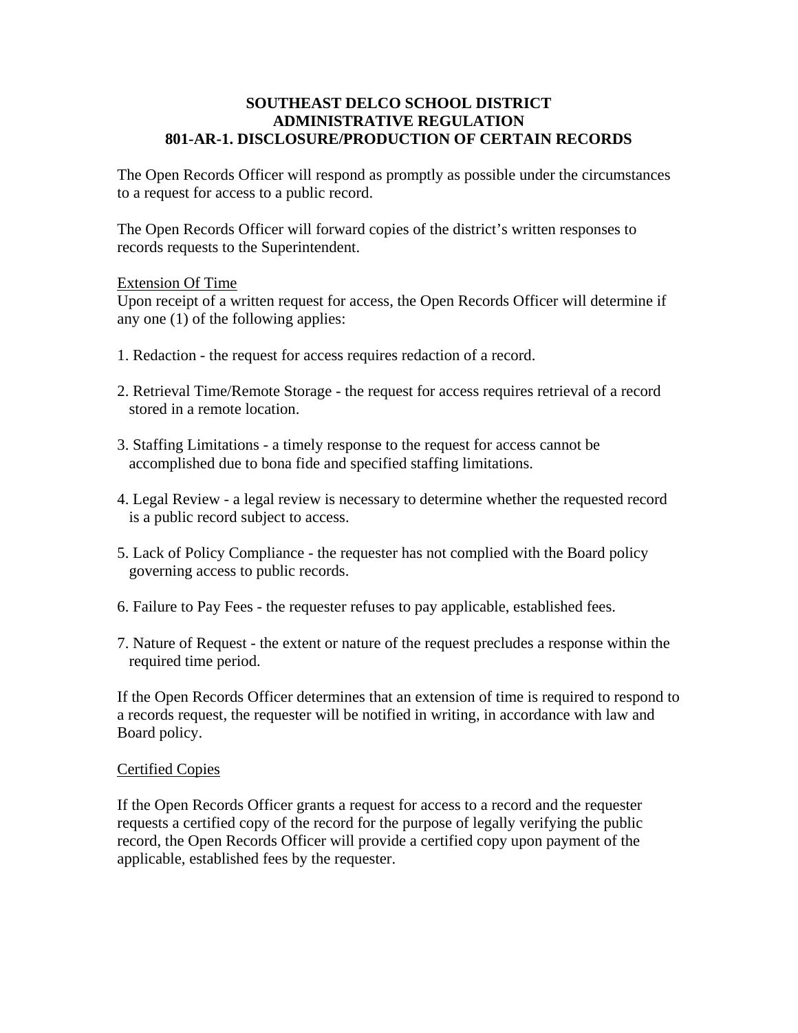# SOUTHEAST DELCO SCHOOL DISTRICT
## ADMINISTRATIVE REGULATION
## 801-AR-1. DISCLOSURE/PRODUCTION OF CERTAIN RECORDS

The Open Records Officer will respond as promptly as possible under the circumstances to a request for access to a public record.

The Open Records Officer will forward copies of the district's written responses to records requests to the Superintendent.

<u>Extension Of Time</u>

Upon receipt of a written request for access, the Open Records Officer will determine if any one (1) of the following applies:

1. Redaction - the request for access requires redaction of a record.

2. Retrieval Time/Remote Storage - the request for access requires retrieval of a record stored in a remote location.

3. Staffing Limitations - a timely response to the request for access cannot be accomplished due to bona fide and specified staffing limitations.

4. Legal Review - a legal review is necessary to determine whether the requested record is a public record subject to access.

5. Lack of Policy Compliance - the requester has not complied with the Board policy governing access to public records.

6. Failure to Pay Fees - the requester refuses to pay applicable, established fees.

7. Nature of Request - the extent or nature of the request precludes a response within the required time period.

If the Open Records Officer determines that an extension of time is required to respond to a records request, the requester will be notified in writing, in accordance with law and Board policy.

<u>Certified Copies</u>

If the Open Records Officer grants a request for access to a record and the requester requests a certified copy of the record for the purpose of legally verifying the public record, the Open Records Officer will provide a certified copy upon payment of the applicable, established fees by the requester.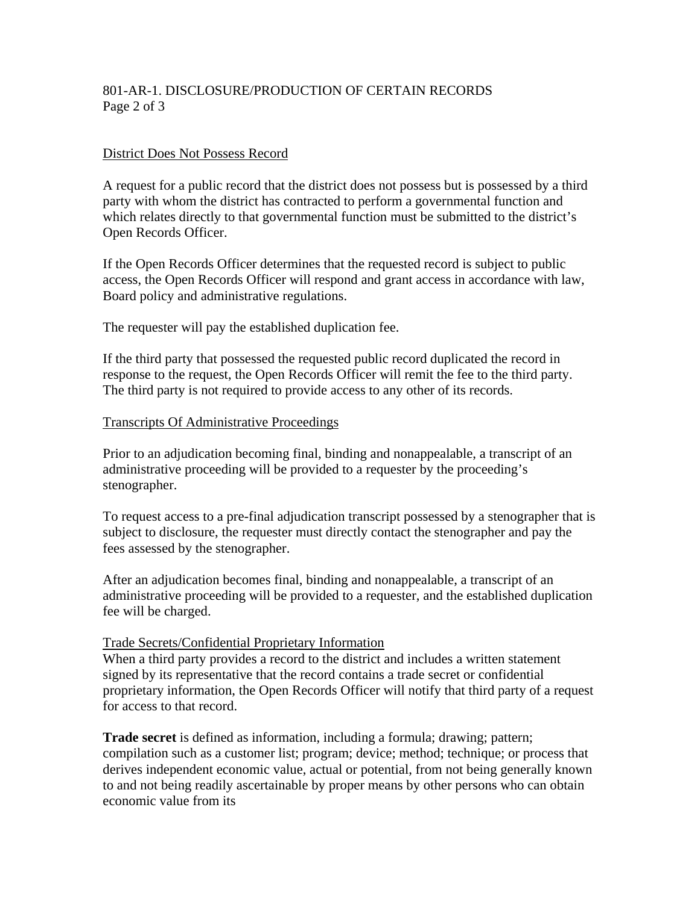District Does Not Possess Record

A request for a public record that the district does not possess but is possessed by a third party with whom the district has contracted to perform a governmental function and which relates directly to that governmental function must be submitted to the district's Open Records Officer.

If the Open Records Officer determines that the requested record is subject to public access, the Open Records Officer will respond and grant access in accordance with law, Board policy and administrative regulations.

The requester will pay the established duplication fee.

If the third party that possessed the requested public record duplicated the record in response to the request, the Open Records Officer will remit the fee to the third party. The third party is not required to provide access to any other of its records.

Transcripts Of Administrative Proceedings

Prior to an adjudication becoming final, binding and nonappealable, a transcript of an administrative proceeding will be provided to a requester by the proceeding's stenographer.

To request access to a pre-final adjudication transcript possessed by a stenographer that is subject to disclosure, the requester must directly contact the stenographer and pay the fees assessed by the stenographer.

After an adjudication becomes final, binding and nonappealable, a transcript of an administrative proceeding will be provided to a requester, and the established duplication fee will be charged.

Trade Secrets/Confidential Proprietary Information

When a third party provides a record to the district and includes a written statement signed by its representative that the record contains a trade secret or confidential proprietary information, the Open Records Officer will notify that third party of a request for access to that record.

**Trade secret** is defined as information, including a formula; drawing; pattern; compilation such as a customer list; program; device; method; technique; or process that derives independent economic value, actual or potential, from not being generally known to and not being readily ascertainable by proper means by other persons who can obtain economic value from its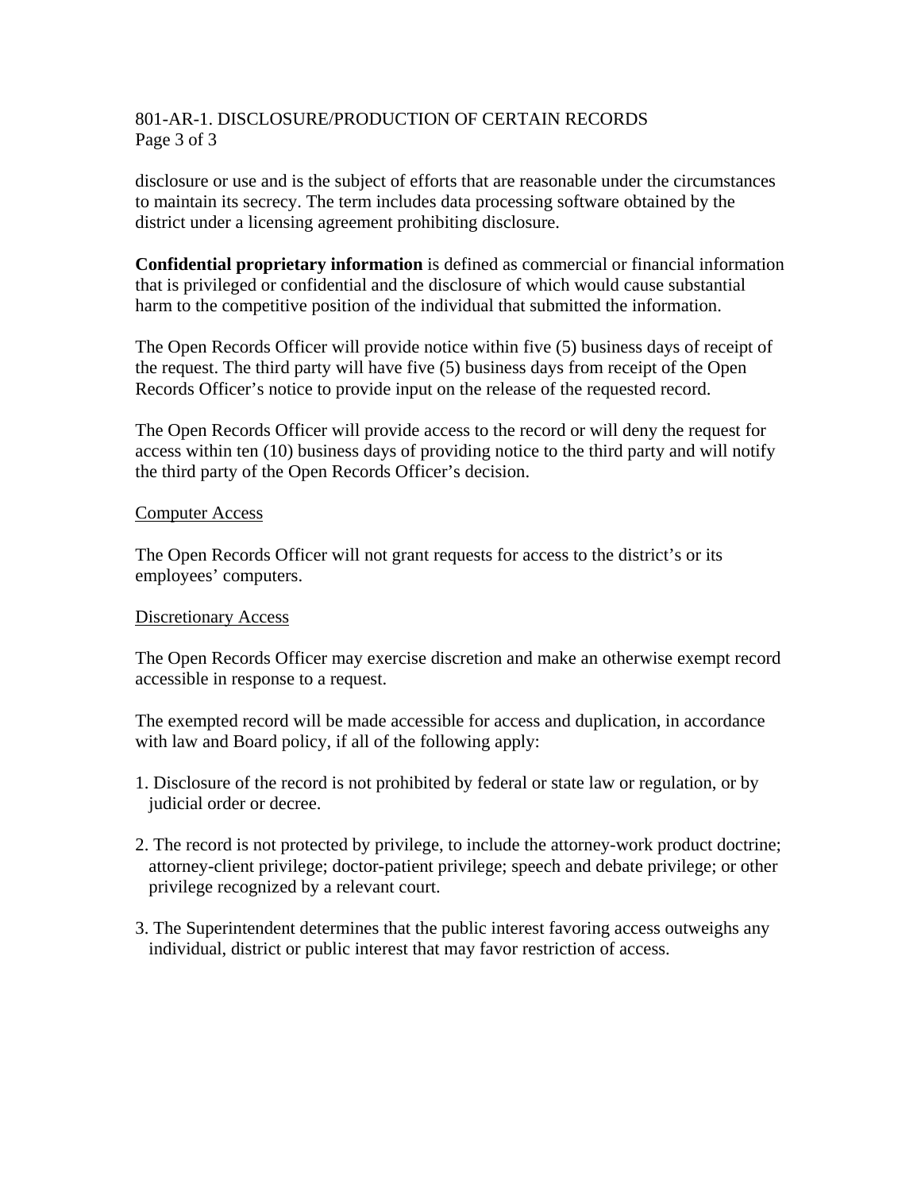disclosure or use and is the subject of efforts that are reasonable under the circumstances to maintain its secrecy. The term includes data processing software obtained by the district under a licensing agreement prohibiting disclosure.

**Confidential proprietary information** is defined as commercial or financial information that is privileged or confidential and the disclosure of which would cause substantial harm to the competitive position of the individual that submitted the information.

The Open Records Officer will provide notice within five (5) business days of receipt of the request. The third party will have five (5) business days from receipt of the Open Records Officer's notice to provide input on the release of the requested record.

The Open Records Officer will provide access to the record or will deny the request for access within ten (10) business days of providing notice to the third party and will notify the third party of the Open Records Officer's decision.

<u>Computer Access</u>

The Open Records Officer will not grant requests for access to the district's or its employees' computers.

<u>Discretionary Access</u>

The Open Records Officer may exercise discretion and make an otherwise exempt record accessible in response to a request.

The exempted record will be made accessible for access and duplication, in accordance with law and Board policy, if all of the following apply:

1. Disclosure of the record is not prohibited by federal or state law or regulation, or by judicial order or decree.

2. The record is not protected by privilege, to include the attorney-work product doctrine; attorney-client privilege; doctor-patient privilege; speech and debate privilege; or other privilege recognized by a relevant court.

3. The Superintendent determines that the public interest favoring access outweighs any individual, district or public interest that may favor restriction of access.